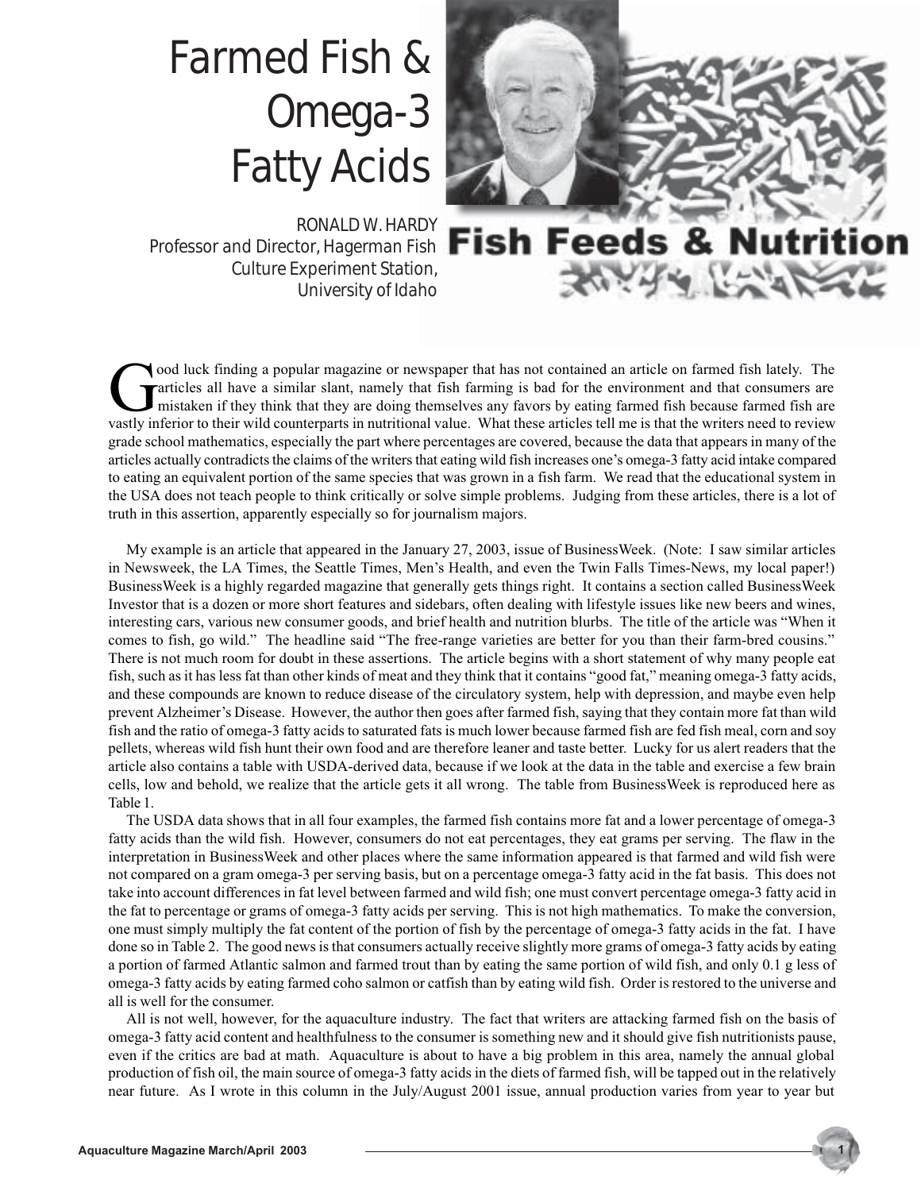# Farmed Fish & Omega-3 Fatty Acids

RONALD W. HARDY
*Professor and Director, Hagerman Fish Culture Experiment Station, University of Idaho*

## Fish Feeds & Nutrition

Good luck finding a popular magazine or newspaper that has not contained an article on farmed fish lately. The articles all have a similar slant, namely that fish farming is bad for the environment and that consumers are mistaken if they think that they are doing themselves any favors by eating farmed fish because farmed fish are vastly inferior to their wild counterparts in nutritional value. What these articles tell me is that the writers need to review grade school mathematics, especially the part where percentages are covered, because the data that appears in many of the articles actually contradicts the claims of the writers that eating wild fish increases one's omega-3 fatty acid intake compared to eating an equivalent portion of the same species that was grown in a fish farm. We read that the educational system in the USA does not teach people to think critically or solve simple problems. Judging from these articles, there is a lot of truth in this assertion, apparently especially so for journalism majors.

My example is an article that appeared in the January 27, 2003, issue of BusinessWeek. (Note: I saw similar articles in Newsweek, the LA Times, the Seattle Times, Men's Health, and even the Twin Falls Times-News, my local paper!) BusinessWeek is a highly regarded magazine that generally gets things right. It contains a section called BusinessWeek Investor that is a dozen or more short features and sidebars, often dealing with lifestyle issues like new beers and wines, interesting cars, various new consumer goods, and brief health and nutrition blurbs. The title of the article was "When it comes to fish, go wild." The headline said "The free-range varieties are better for you than their farm-bred cousins." There is not much room for doubt in these assertions. The article begins with a short statement of why many people eat fish, such as it has less fat than other kinds of meat and they think that it contains "good fat," meaning omega-3 fatty acids, and these compounds are known to reduce disease of the circulatory system, help with depression, and maybe even help prevent Alzheimer's Disease. However, the author then goes after farmed fish, saying that they contain more fat than wild fish and the ratio of omega-3 fatty acids to saturated fats is much lower because farmed fish are fed fish meal, corn and soy pellets, whereas wild fish hunt their own food and are therefore leaner and taste better. Lucky for us alert readers that the article also contains a table with USDA-derived data, because if we look at the data in the table and exercise a few brain cells, low and behold, we realize that the article gets it all wrong. The table from BusinessWeek is reproduced here as Table 1.

The USDA data shows that in all four examples, the farmed fish contains more fat and a lower percentage of omega-3 fatty acids than the wild fish. However, consumers do not eat percentages, they eat grams per serving. The flaw in the interpretation in BusinessWeek and other places where the same information appeared is that farmed and wild fish were not compared on a gram omega-3 per serving basis, but on a percentage omega-3 fatty acid in the fat basis. This does not take into account differences in fat level between farmed and wild fish; one must convert percentage omega-3 fatty acid in the fat to percentage or grams of omega-3 fatty acids per serving. This is not high mathematics. To make the conversion, one must simply multiply the fat content of the portion of fish by the percentage of omega-3 fatty acids in the fat. I have done so in Table 2. The good news is that consumers actually receive slightly more grams of omega-3 fatty acids by eating a portion of farmed Atlantic salmon and farmed trout than by eating the same portion of wild fish, and only 0.1 g less of omega-3 fatty acids by eating farmed coho salmon or catfish than by eating wild fish. Order is restored to the universe and all is well for the consumer.

All is not well, however, for the aquaculture industry. The fact that writers are attacking farmed fish on the basis of omega-3 fatty acid content and healthfulness to the consumer is something new and it should give fish nutritionists pause, even if the critics are bad at math. Aquaculture is about to have a big problem in this area, namely the annual global production of fish oil, the main source of omega-3 fatty acids in the diets of farmed fish, will be tapped out in the relatively near future. As I wrote in this column in the July/August 2001 issue, annual production varies from year to year but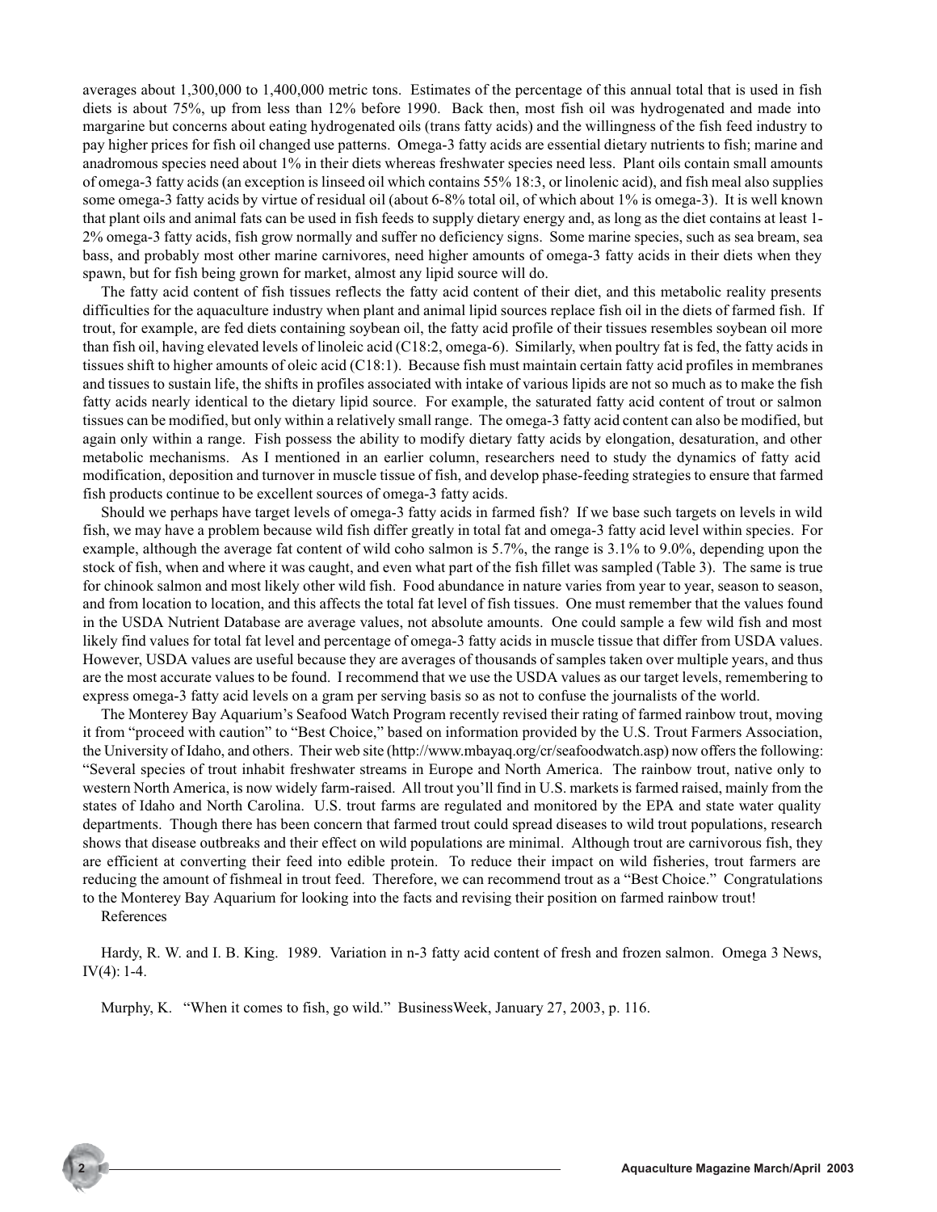averages about 1,300,000 to 1,400,000 metric tons. Estimates of the percentage of this annual total that is used in fish diets is about 75%, up from less than 12% before 1990. Back then, most fish oil was hydrogenated and made into margarine but concerns about eating hydrogenated oils (trans fatty acids) and the willingness of the fish feed industry to pay higher prices for fish oil changed use patterns. Omega-3 fatty acids are essential dietary nutrients to fish; marine and anadromous species need about 1% in their diets whereas freshwater species need less. Plant oils contain small amounts of omega-3 fatty acids (an exception is linseed oil which contains 55% 18:3, or linolenic acid), and fish meal also supplies some omega-3 fatty acids by virtue of residual oil (about 6-8% total oil, of which about 1% is omega-3). It is well known that plant oils and animal fats can be used in fish feeds to supply dietary energy and, as long as the diet contains at least 1-2% omega-3 fatty acids, fish grow normally and suffer no deficiency signs. Some marine species, such as sea bream, sea bass, and probably most other marine carnivores, need higher amounts of omega-3 fatty acids in their diets when they spawn, but for fish being grown for market, almost any lipid source will do.

The fatty acid content of fish tissues reflects the fatty acid content of their diet, and this metabolic reality presents difficulties for the aquaculture industry when plant and animal lipid sources replace fish oil in the diets of farmed fish. If trout, for example, are fed diets containing soybean oil, the fatty acid profile of their tissues resembles soybean oil more than fish oil, having elevated levels of linoleic acid (C18:2, omega-6). Similarly, when poultry fat is fed, the fatty acids in tissues shift to higher amounts of oleic acid (C18:1). Because fish must maintain certain fatty acid profiles in membranes and tissues to sustain life, the shifts in profiles associated with intake of various lipids are not so much as to make the fish fatty acids nearly identical to the dietary lipid source. For example, the saturated fatty acid content of trout or salmon tissues can be modified, but only within a relatively small range. The omega-3 fatty acid content can also be modified, but again only within a range. Fish possess the ability to modify dietary fatty acids by elongation, desaturation, and other metabolic mechanisms. As I mentioned in an earlier column, researchers need to study the dynamics of fatty acid modification, deposition and turnover in muscle tissue of fish, and develop phase-feeding strategies to ensure that farmed fish products continue to be excellent sources of omega-3 fatty acids.

Should we perhaps have target levels of omega-3 fatty acids in farmed fish? If we base such targets on levels in wild fish, we may have a problem because wild fish differ greatly in total fat and omega-3 fatty acid level within species. For example, although the average fat content of wild coho salmon is 5.7%, the range is 3.1% to 9.0%, depending upon the stock of fish, when and where it was caught, and even what part of the fish fillet was sampled (Table 3). The same is true for chinook salmon and most likely other wild fish. Food abundance in nature varies from year to year, season to season, and from location to location, and this affects the total fat level of fish tissues. One must remember that the values found in the USDA Nutrient Database are average values, not absolute amounts. One could sample a few wild fish and most likely find values for total fat level and percentage of omega-3 fatty acids in muscle tissue that differ from USDA values. However, USDA values are useful because they are averages of thousands of samples taken over multiple years, and thus are the most accurate values to be found. I recommend that we use the USDA values as our target levels, remembering to express omega-3 fatty acid levels on a gram per serving basis so as not to confuse the journalists of the world.

The Monterey Bay Aquarium's Seafood Watch Program recently revised their rating of farmed rainbow trout, moving it from "proceed with caution" to "Best Choice," based on information provided by the U.S. Trout Farmers Association, the University of Idaho, and others. Their web site (http://www.mbayaq.org/cr/seafoodwatch.asp) now offers the following: "Several species of trout inhabit freshwater streams in Europe and North America. The rainbow trout, native only to western North America, is now widely farm-raised. All trout you'll find in U.S. markets is farmed raised, mainly from the states of Idaho and North Carolina. U.S. trout farms are regulated and monitored by the EPA and state water quality departments. Though there has been concern that farmed trout could spread diseases to wild trout populations, research shows that disease outbreaks and their effect on wild populations are minimal. Although trout are carnivorous fish, they are efficient at converting their feed into edible protein. To reduce their impact on wild fisheries, trout farmers are reducing the amount of fishmeal in trout feed. Therefore, we can recommend trout as a "Best Choice." Congratulations to the Monterey Bay Aquarium for looking into the facts and revising their position on farmed rainbow trout!

References

Hardy, R. W. and I. B. King. 1989. Variation in n-3 fatty acid content of fresh and frozen salmon. Omega 3 News, IV(4): 1-4.

Murphy, K. "When it comes to fish, go wild." BusinessWeek, January 27, 2003, p. 116.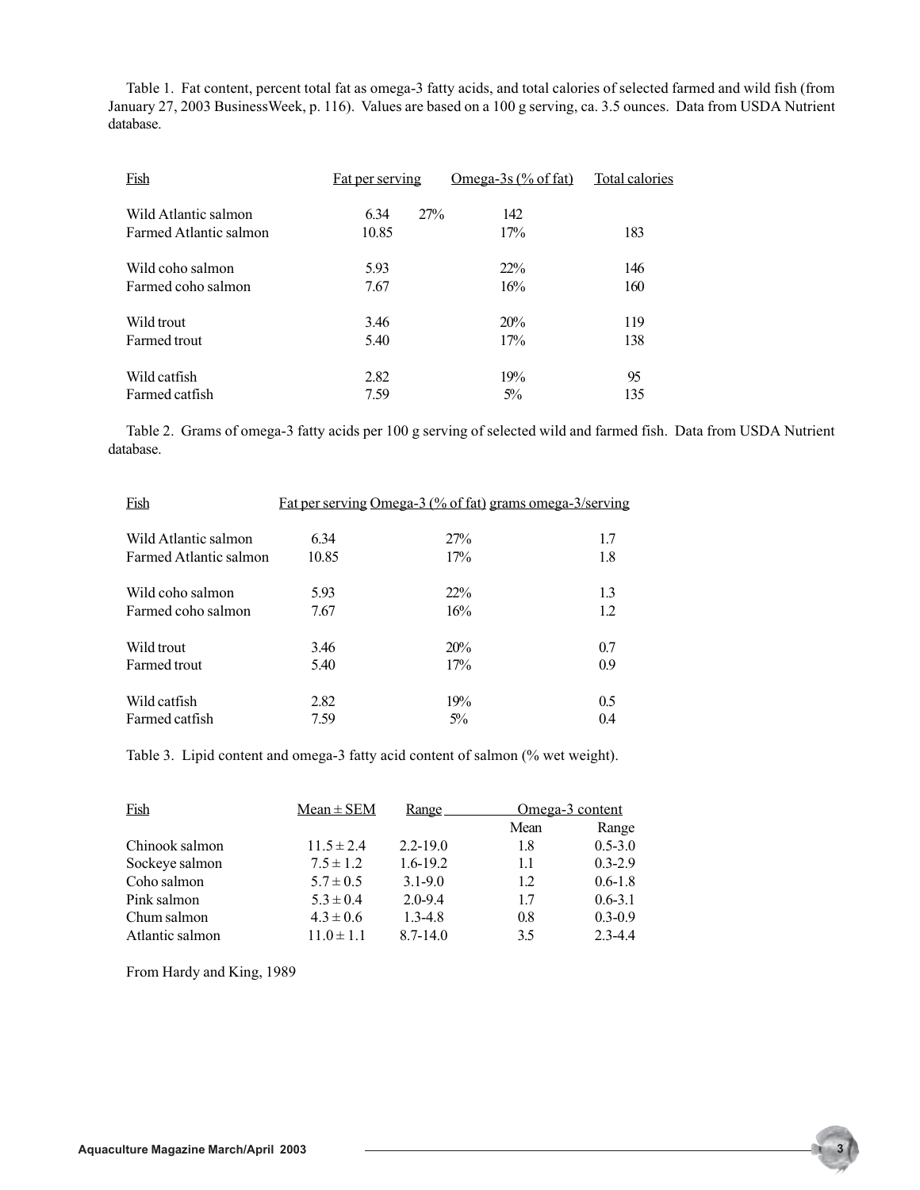Table 1. Fat content, percent total fat as omega-3 fatty acids, and total calories of selected farmed and wild fish (from January 27, 2003 BusinessWeek, p. 116). Values are based on a 100 g serving, ca. 3.5 ounces. Data from USDA Nutrient database.

| Fish | Fat per serving | Omega-3s (% of fat) | Total calories |
|---|---|---|---|
| Wild Atlantic salmon | 6.34 27% | 142 | |
| Farmed Atlantic salmon | 10.85 | 17% | 183 |
| Wild coho salmon | 5.93 | 22% | 146 |
| Farmed coho salmon | 7.67 | 16% | 160 |
| Wild trout | 3.46 | 20% | 119 |
| Farmed trout | 5.40 | 17% | 138 |
| Wild catfish | 2.82 | 19% | 95 |
| Farmed catfish | 7.59 | 5% | 135 |

Table 2. Grams of omega-3 fatty acids per 100 g serving of selected wild and farmed fish. Data from USDA Nutrient database.

| Fish | Fat per serving | Omega-3 (% of fat) | grams omega-3/serving |
|---|---|---|---|
| Wild Atlantic salmon | 6.34 | 27% | 1.7 |
| Farmed Atlantic salmon | 10.85 | 17% | 1.8 |
| Wild coho salmon | 5.93 | 22% | 1.3 |
| Farmed coho salmon | 7.67 | 16% | 1.2 |
| Wild trout | 3.46 | 20% | 0.7 |
| Farmed trout | 5.40 | 17% | 0.9 |
| Wild catfish | 2.82 | 19% | 0.5 |
| Farmed catfish | 7.59 | 5% | 0.4 |

Table 3. Lipid content and omega-3 fatty acid content of salmon (% wet weight).

| Fish | Mean ± SEM | Range | Omega-3 content | |
|---|---|---|---|---|
| | | | Mean | Range |
| Chinook salmon | 11.5 ± 2.4 | 2.2-19.0 | 1.8 | 0.5-3.0 |
| Sockeye salmon | 7.5 ± 1.2 | 1.6-19.2 | 1.1 | 0.3-2.9 |
| Coho salmon | 5.7 ± 0.5 | 3.1-9.0 | 1.2 | 0.6-1.8 |
| Pink salmon | 5.3 ± 0.4 | 2.0-9.4 | 1.7 | 0.6-3.1 |
| Chum salmon | 4.3 ± 0.6 | 1.3-4.8 | 0.8 | 0.3-0.9 |
| Atlantic salmon | 11.0 ± 1.1 | 8.7-14.0 | 3.5 | 2.3-4.4 |

From Hardy and King, 1989